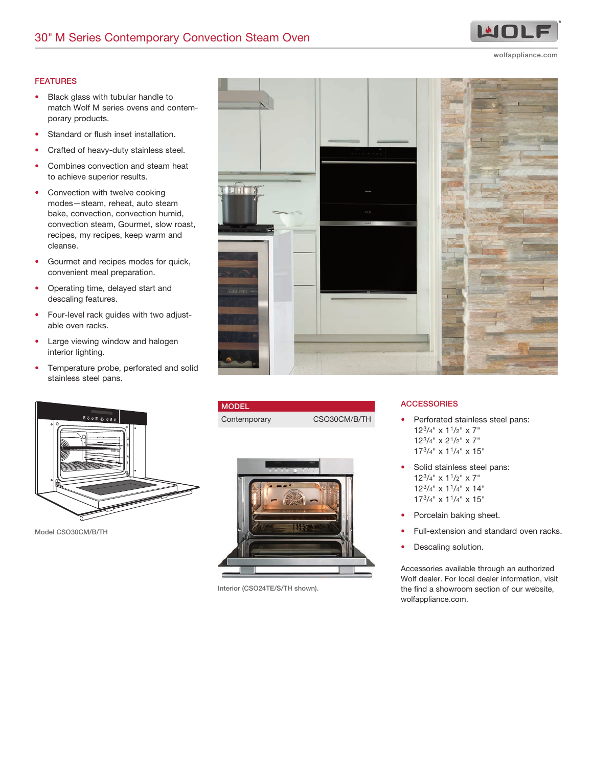# 30" M Series Contemporary Convection Steam Oven

wolfappliance.com

## FEATURES

- Black glass with tubular handle to match Wolf M series ovens and contemporary products.
- Standard or flush inset installation.
- Crafted of heavy-duty stainless steel.
- Combines convection and steam heat to achieve superior results.
- Convection with twelve cooking modes—steam, reheat, auto steam bake, convection, convection humid, convection steam, Gourmet, slow roast, recipes, my recipes, keep warm and cleanse.
- Gourmet and recipes modes for quick, convenient meal preparation.
- Operating time, delayed start and descaling features.
- Four-level rack guides with two adjustable oven racks.
- Large viewing window and halogen interior lighting.
- Temperature probe, perforated and solid stainless steel pans.

Model CSO30CM/B/TH

| MODEL | |
|---|---|
| Contemporary | CSO30CM/B/TH |

Interior (CSO24TE/S/TH shown).

## ACCESSORIES

- Perforated stainless steel pans:
  12 3/4" x 1 1/2" x 7"
  12 3/4" x 2 1/2" x 7"
  17 3/4" x 1 1/4" x 15"
- Solid stainless steel pans:
  12 3/4" x 1 1/2" x 7"
  12 3/4" x 1 1/4" x 14"
  17 3/4" x 1 1/4" x 15"
- Porcelain baking sheet.
- Full-extension and standard oven racks.
- Descaling solution.

Accessories available through an authorized Wolf dealer. For local dealer information, visit the find a showroom section of our website, wolfappliance.com.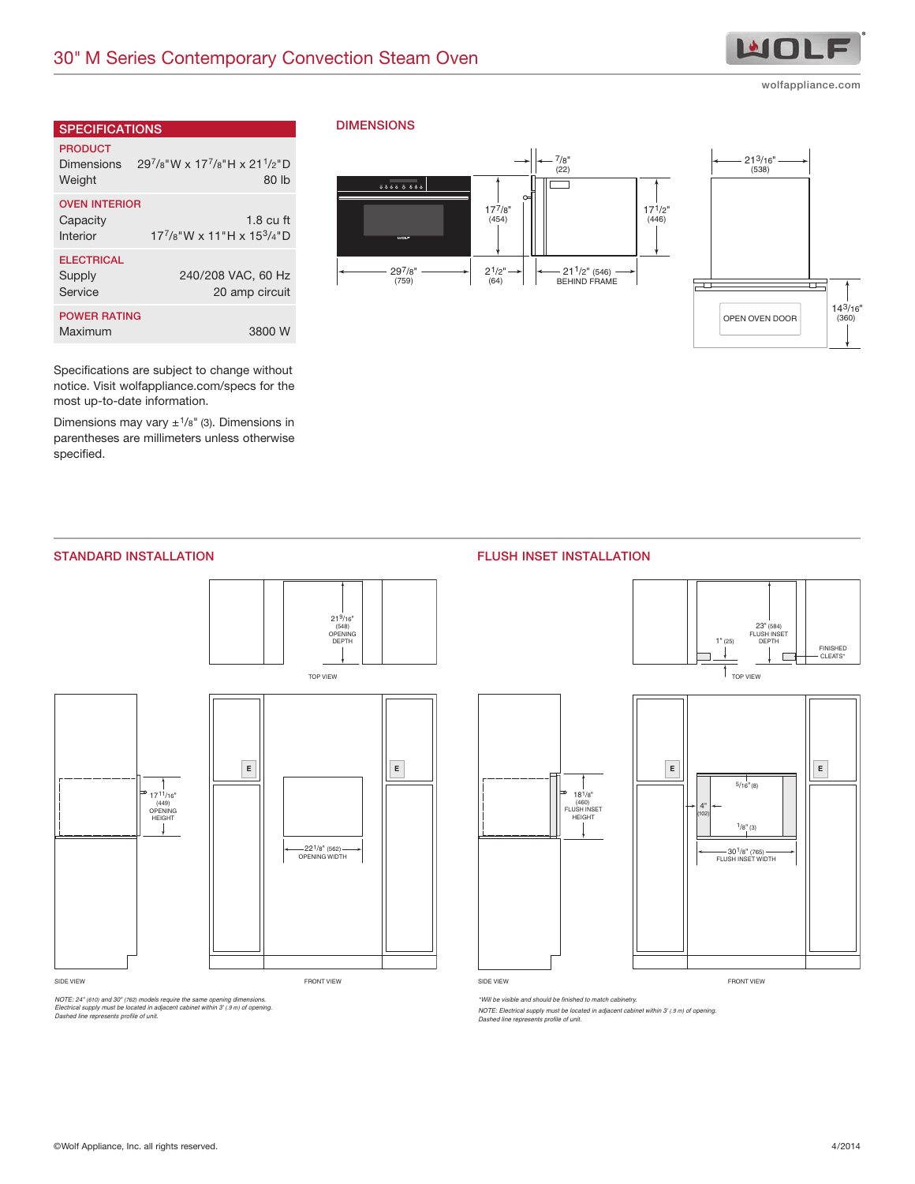# 30" M Series Contemporary Convection Steam Oven

wolfappliance.com

## SPECIFICATIONS

| | |
|---|---|
| **PRODUCT** | |
| Dimensions | 29 7/8"W x 17 7/8"H x 21 1/2"D |
| Weight | 80 lb |
| **OVEN INTERIOR** | |
| Capacity | 1.8 cu ft |
| Interior | 17 7/8"W x 11"H x 15 3/4"D |
| **ELECTRICAL** | |
| Supply | 240/208 VAC, 60 Hz |
| Service | 20 amp circuit |
| **POWER RATING** | |
| Maximum | 3800 W |

Specifications are subject to change without notice. Visit wolfappliance.com/specs for the most up-to-date information.

Dimensions may vary ±1/8" (3). Dimensions in parentheses are millimeters unless otherwise specified.

## DIMENSIONS

29 7/8" (759)

17 7/8" (454)

7/8" (22)

2 1/2" (64)

21 1/2" (546) BEHIND FRAME

17 1/2" (446)

21 3/16" (538)

OPEN OVEN DOOR

14 3/16" (360)

## STANDARD INSTALLATION

21 9/16" (548) OPENING DEPTH

TOP VIEW

17 11/16" (449) OPENING HEIGHT

22 1/8" (562) OPENING WIDTH

SIDE VIEW

FRONT VIEW

*NOTE: 24" (610) and 30" (762) models require the same opening dimensions.*
*Electrical supply must be located in adjacent cabinet within 3' (.9 m) of opening.*
*Dashed line represents profile of unit.*

## FLUSH INSET INSTALLATION

23" (584) FLUSH INSET DEPTH

1" (25)

FINISHED CLEATS*

TOP VIEW

18 1/8" (460) FLUSH INSET HEIGHT

4" (102)

5/16" (8)

1/8" (3)

30 1/8" (765) FLUSH INSET WIDTH

SIDE VIEW

FRONT VIEW

*\*Will be visible and should be finished to match cabinetry.*

*NOTE: Electrical supply must be located in adjacent cabinet within 3' (.9 m) of opening.*
*Dashed line represents profile of unit.*

©Wolf Appliance, Inc. all rights reserved.

4/2014